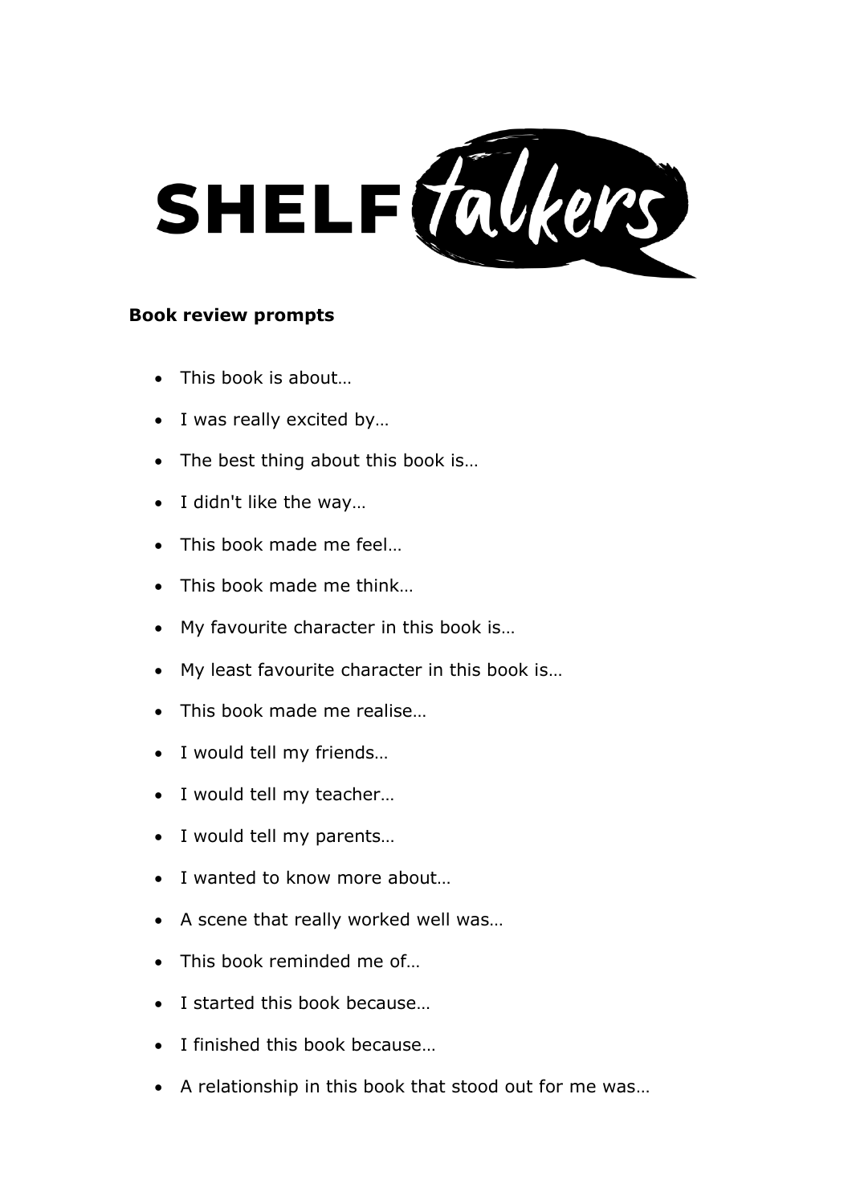# SHELF talkers

**Book review prompts**

- This book is about…
- I was really excited by…
- The best thing about this book is…
- I didn't like the way…
- This book made me feel…
- This book made me think…
- My favourite character in this book is…
- My least favourite character in this book is…
- This book made me realise…
- I would tell my friends…
- I would tell my teacher…
- I would tell my parents…
- I wanted to know more about…
- A scene that really worked well was…
- This book reminded me of…
- I started this book because…
- I finished this book because…
- A relationship in this book that stood out for me was…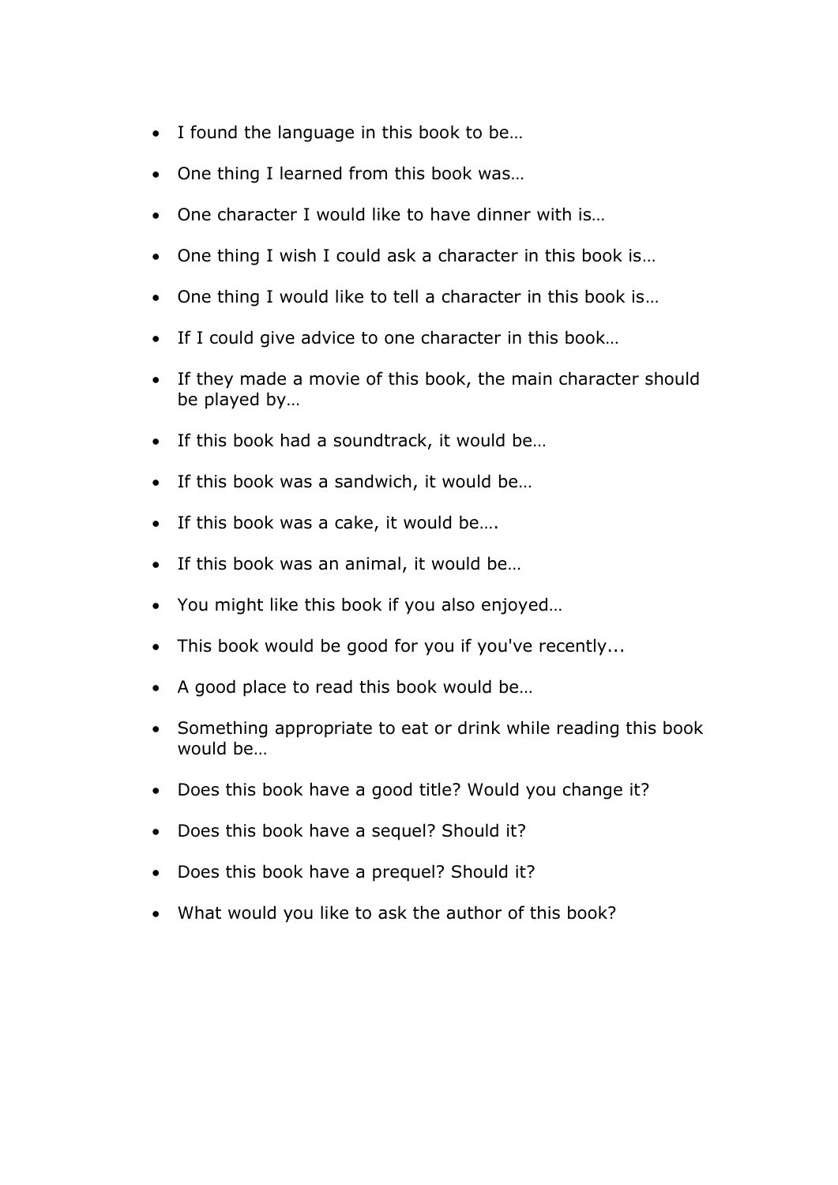- I found the language in this book to be…
- One thing I learned from this book was…
- One character I would like to have dinner with is…
- One thing I wish I could ask a character in this book is…
- One thing I would like to tell a character in this book is…
- If I could give advice to one character in this book…
- If they made a movie of this book, the main character should be played by…
- If this book had a soundtrack, it would be…
- If this book was a sandwich, it would be…
- If this book was a cake, it would be….
- If this book was an animal, it would be…
- You might like this book if you also enjoyed…
- This book would be good for you if you've recently...
- A good place to read this book would be…
- Something appropriate to eat or drink while reading this book would be…
- Does this book have a good title? Would you change it?
- Does this book have a sequel? Should it?
- Does this book have a prequel? Should it?
- What would you like to ask the author of this book?